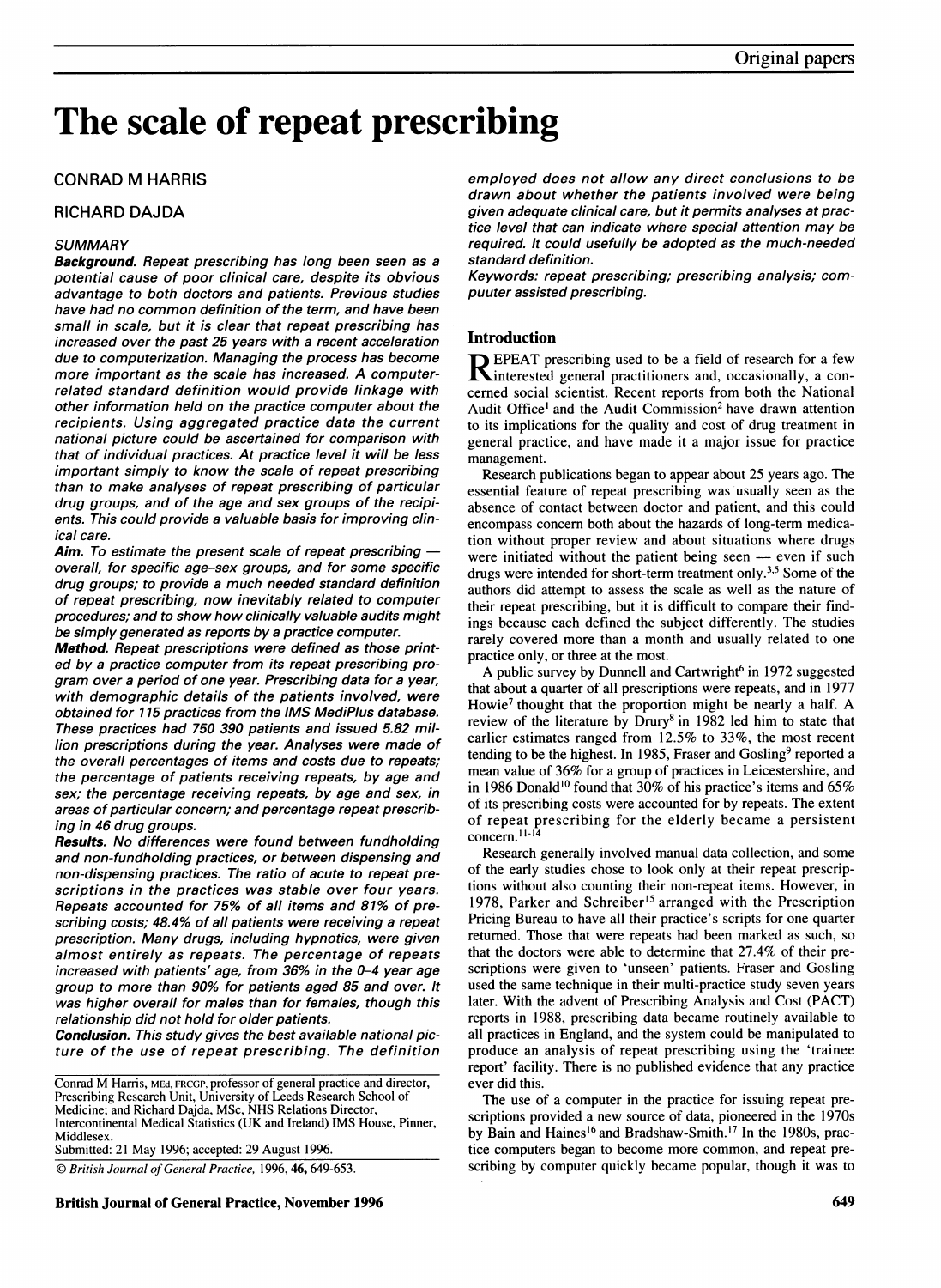# The scale of repeat prescribing

CONRAD M HARRIS

RICHARD DAJDA

### SUMMARY

***Background.*** *Repeat prescribing has long been seen as a potential cause of poor clinical care, despite its obvious advantage to both doctors and patients. Previous studies have had no common definition of the term, and have been small in scale, but it is clear that repeat prescribing has increased over the past 25 years with a recent acceleration due to computerization. Managing the process has become more important as the scale has increased. A computer-related standard definition would provide linkage with other information held on the practice computer about the recipients. Using aggregated practice data the current national picture could be ascertained for comparison with that of individual practices. At practice level it will be less important simply to know the scale of repeat prescribing than to make analyses of repeat prescribing of particular drug groups, and of the age and sex groups of the recipients. This could provide a valuable basis for improving clinical care.*

***Aim.*** *To estimate the present scale of repeat prescribing — overall, for specific age–sex groups, and for some specific drug groups; to provide a much needed standard definition of repeat prescribing, now inevitably related to computer procedures; and to show how clinically valuable audits might be simply generated as reports by a practice computer.*

***Method.*** *Repeat prescriptions were defined as those printed by a practice computer from its repeat prescribing program over a period of one year. Prescribing data for a year, with demographic details of the patients involved, were obtained for 115 practices from the IMS MediPlus database. These practices had 750 390 patients and issued 5.82 million prescriptions during the year. Analyses were made of the overall percentages of items and costs due to repeats; the percentage of patients receiving repeats, by age and sex; the percentage receiving repeats, by age and sex, in areas of particular concern; and percentage repeat prescribing in 46 drug groups.*

***Results.*** *No differences were found between fundholding and non-fundholding practices, or between dispensing and non-dispensing practices. The ratio of acute to repeat prescriptions in the practices was stable over four years. Repeats accounted for 75% of all items and 81% of prescribing costs; 48.4% of all patients were receiving a repeat prescription. Many drugs, including hypnotics, were given almost entirely as repeats. The percentage of repeats increased with patients' age, from 36% in the 0–4 year age group to more than 90% for patients aged 85 and over. It was higher overall for males than for females, though this relationship did not hold for older patients.*

***Conclusion.*** *This study gives the best available national picture of the use of repeat prescribing. The definition employed does not allow any direct conclusions to be drawn about whether the patients involved were being given adequate clinical care, but it permits analyses at practice level that can indicate where special attention may be required. It could usefully be adopted as the much-needed standard definition.*

*Keywords: repeat prescribing; prescribing analysis; compuuter assisted prescribing.*

Conrad M Harris, MEd, FRCGP, professor of general practice and director, Prescribing Research Unit, University of Leeds Research School of Medicine; and Richard Dajda, MSc, NHS Relations Director, Intercontinental Medical Statistics (UK and Ireland) IMS House, Pinner, Middlesex.
Submitted: 21 May 1996; accepted: 29 August 1996.

© *British Journal of General Practice*, 1996, **46**, 649-653.

## Introduction

REPEAT prescribing used to be a field of research for a few interested general practitioners and, occasionally, a concerned social scientist. Recent reports from both the National Audit Office[1] and the Audit Commission[2] have drawn attention to its implications for the quality and cost of drug treatment in general practice, and have made it a major issue for practice management.

Research publications began to appear about 25 years ago. The essential feature of repeat prescribing was usually seen as the absence of contact between doctor and patient, and this could encompass concern both about the hazards of long-term medication without proper review and about situations where drugs were initiated without the patient being seen — even if such drugs were intended for short-term treatment only.[3,5] Some of the authors did attempt to assess the scale as well as the nature of their repeat prescribing, but it is difficult to compare their findings because each defined the subject differently. The studies rarely covered more than a month and usually related to one practice only, or three at the most.

A public survey by Dunnell and Cartwright[6] in 1972 suggested that about a quarter of all prescriptions were repeats, and in 1977 Howie[7] thought that the proportion might be nearly a half. A review of the literature by Drury[8] in 1982 led him to state that earlier estimates ranged from 12.5% to 33%, the most recent tending to be the highest. In 1985, Fraser and Gosling[9] reported a mean value of 36% for a group of practices in Leicestershire, and in 1986 Donald[10] found that 30% of his practice's items and 65% of its prescribing costs were accounted for by repeats. The extent of repeat prescribing for the elderly became a persistent concern.[11-14]

Research generally involved manual data collection, and some of the early studies chose to look only at their repeat prescriptions without also counting their non-repeat items. However, in 1978, Parker and Schreiber[15] arranged with the Prescription Pricing Bureau to have all their practice's scripts for one quarter returned. Those that were repeats had been marked as such, so that the doctors were able to determine that 27.4% of their prescriptions were given to 'unseen' patients. Fraser and Gosling used the same technique in their multi-practice study seven years later. With the advent of Prescribing Analysis and Cost (PACT) reports in 1988, prescribing data became routinely available to all practices in England, and the system could be manipulated to produce an analysis of repeat prescribing using the 'trainee report' facility. There is no published evidence that any practice ever did this.

The use of a computer in the practice for issuing repeat prescriptions provided a new source of data, pioneered in the 1970s by Bain and Haines[16] and Bradshaw-Smith.[17] In the 1980s, practice computers began to become more common, and repeat prescribing by computer quickly became popular, though it was to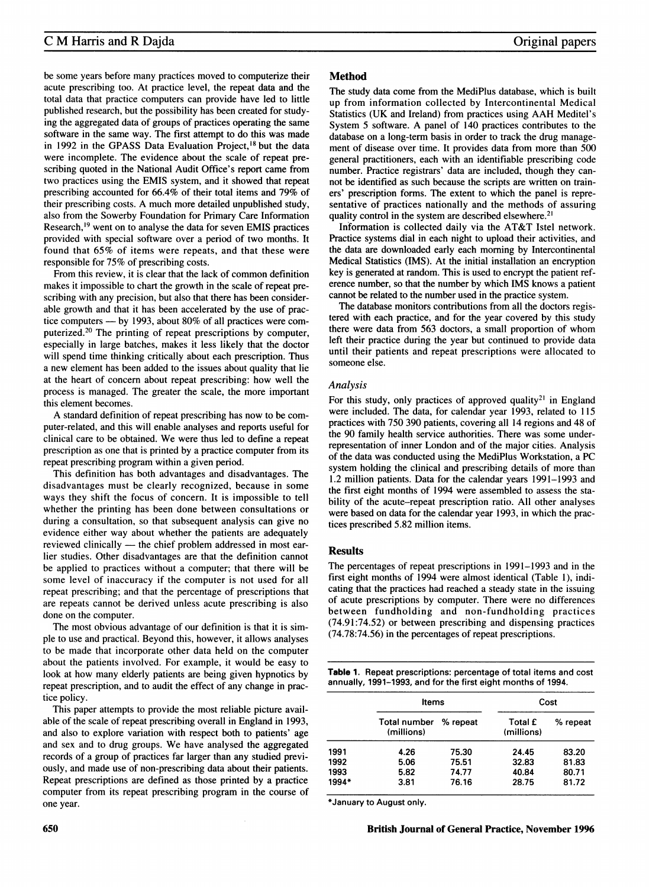be some years before many practices moved to computerize their acute prescribing too. At practice level, the repeat data and the total data that practice computers can provide have led to little published research, but the possibility has been created for studying the aggregated data of groups of practices operating the same software in the same way. The first attempt to do this was made in 1992 in the GPASS Data Evaluation Project,[18] but the data were incomplete. The evidence about the scale of repeat prescribing quoted in the National Audit Office's report came from two practices using the EMIS system, and it showed that repeat prescribing accounted for 66.4% of their total items and 79% of their prescribing costs. A much more detailed unpublished study, also from the Sowerby Foundation for Primary Care Information Research,[19] went on to analyse the data for seven EMIS practices provided with special software over a period of two months. It found that 65% of items were repeats, and that these were responsible for 75% of prescribing costs.

From this review, it is clear that the lack of common definition makes it impossible to chart the growth in the scale of repeat prescribing with any precision, but also that there has been considerable growth and that it has been accelerated by the use of practice computers — by 1993, about 80% of all practices were computerized.[20] The printing of repeat prescriptions by computer, especially in large batches, makes it less likely that the doctor will spend time thinking critically about each prescription. Thus a new element has been added to the issues about quality that lie at the heart of concern about repeat prescribing: how well the process is managed. The greater the scale, the more important this element becomes.

A standard definition of repeat prescribing has now to be computer-related, and this will enable analyses and reports useful for clinical care to be obtained. We were thus led to define a repeat prescription as one that is printed by a practice computer from its repeat prescribing program within a given period.

This definition has both advantages and disadvantages. The disadvantages must be clearly recognized, because in some ways they shift the focus of concern. It is impossible to tell whether the printing has been done between consultations or during a consultation, so that subsequent analysis can give no evidence either way about whether the patients are adequately reviewed clinically — the chief problem addressed in most earlier studies. Other disadvantages are that the definition cannot be applied to practices without a computer; that there will be some level of inaccuracy if the computer is not used for all repeat prescribing; and that the percentage of prescriptions that are repeats cannot be derived unless acute prescribing is also done on the computer.

The most obvious advantage of our definition is that it is simple to use and practical. Beyond this, however, it allows analyses to be made that incorporate other data held on the computer about the patients involved. For example, it would be easy to look at how many elderly patients are being given hypnotics by repeat prescription, and to audit the effect of any change in practice policy.

This paper attempts to provide the most reliable picture available of the scale of repeat prescribing overall in England in 1993, and also to explore variation with respect both to patients' age and sex and to drug groups. We have analysed the aggregated records of a group of practices far larger than any studied previously, and made use of non-prescribing data about their patients. Repeat prescriptions are defined as those printed by a practice computer from its repeat prescribing program in the course of one year.

## Method

The study data come from the MediPlus database, which is built up from information collected by Intercontinental Medical Statistics (UK and Ireland) from practices using AAH Meditel's System 5 software. A panel of 140 practices contributes to the database on a long-term basis in order to track the drug management of disease over time. It provides data from more than 500 general practitioners, each with an identifiable prescribing code number. Practice registrars' data are included, though they cannot be identified as such because the scripts are written on trainers' prescription forms. The extent to which the panel is representative of practices nationally and the methods of assuring quality control in the system are described elsewhere.[21]

Information is collected daily via the AT&T Istel network. Practice systems dial in each night to upload their activities, and the data are downloaded early each morning by Intercontinental Medical Statistics (IMS). At the initial installation an encryption key is generated at random. This is used to encrypt the patient reference number, so that the number by which IMS knows a patient cannot be related to the number used in the practice system.

The database monitors contributions from all the doctors registered with each practice, and for the year covered by this study there were data from 563 doctors, a small proportion of whom left their practice during the year but continued to provide data until their patients and repeat prescriptions were allocated to someone else.

### *Analysis*

For this study, only practices of approved quality[21] in England were included. The data, for calendar year 1993, related to 115 practices with 750 390 patients, covering all 14 regions and 48 of the 90 family health service authorities. There was some under-representation of inner London and of the major cities. Analysis of the data was conducted using the MediPlus Workstation, a PC system holding the clinical and prescribing details of more than 1.2 million patients. Data for the calendar years 1991–1993 and the first eight months of 1994 were assembled to assess the stability of the acute–repeat prescription ratio. All other analyses were based on data for the calendar year 1993, in which the practices prescribed 5.82 million items.

## Results

The percentages of repeat prescriptions in 1991–1993 and in the first eight months of 1994 were almost identical (Table 1), indicating that the practices had reached a steady state in the issuing of acute prescriptions by computer. There were no differences between fundholding and non-fundholding practices (74.91:74.52) or between prescribing and dispensing practices (74.78:74.56) in the percentages of repeat prescriptions.

**Table 1.** Repeat prescriptions: percentage of total items and cost annually, 1991–1993, and for the first eight months of 1994.

| | Items | | Cost | |
|---|---|---|---|---|
| | Total number (millions) | % repeat | Total £ (millions) | % repeat |
| 1991 | 4.26 | 75.30 | 24.45 | 83.20 |
| 1992 | 5.06 | 75.51 | 32.83 | 81.83 |
| 1993 | 5.82 | 74.77 | 40.84 | 80.71 |
| 1994* | 3.81 | 76.16 | 28.75 | 81.72 |

*January to August only.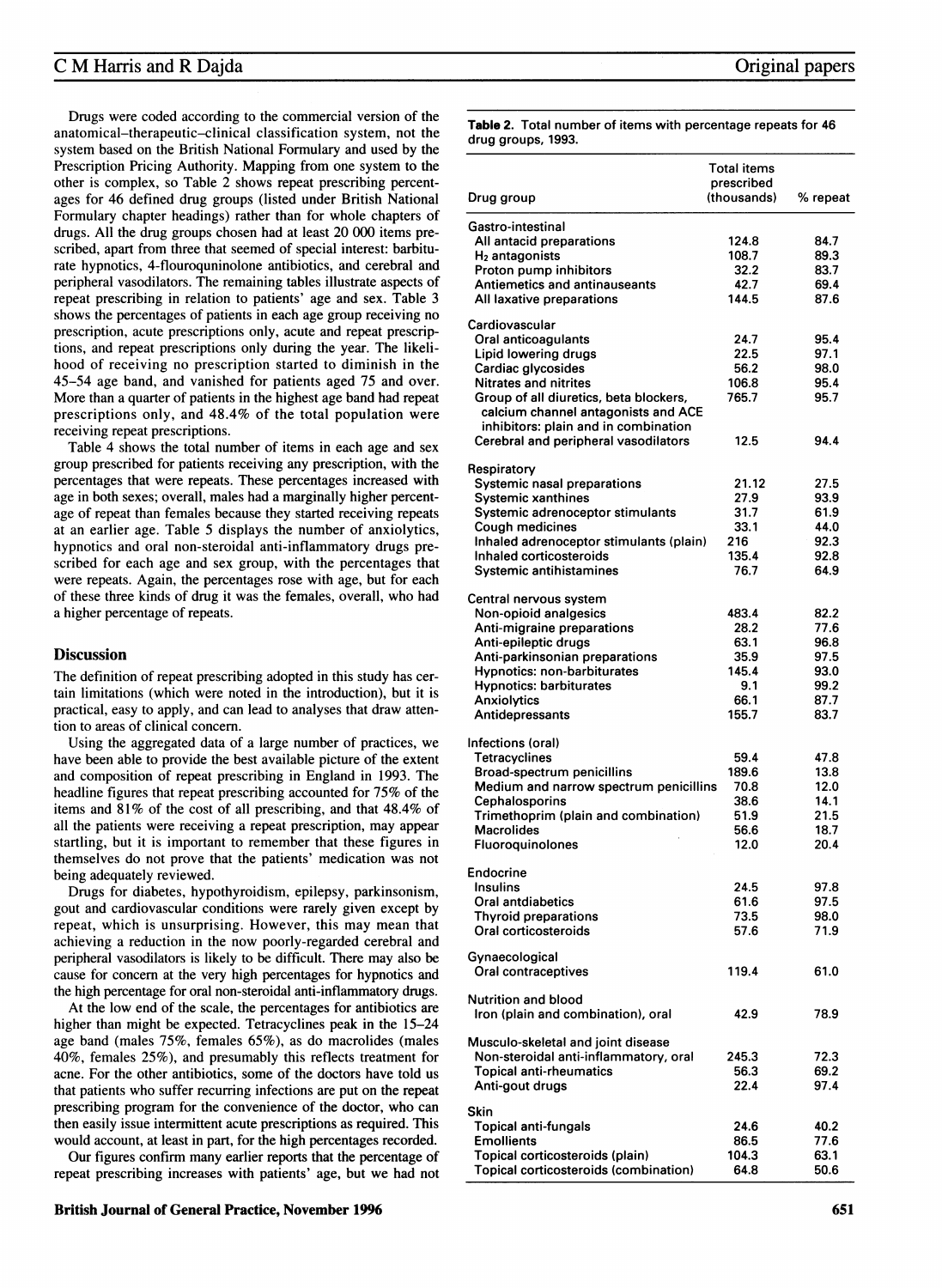Drugs were coded according to the commercial version of the anatomical–therapeutic–clinical classification system, not the system based on the British National Formulary and used by the Prescription Pricing Authority. Mapping from one system to the other is complex, so Table 2 shows repeat prescribing percentages for 46 defined drug groups (listed under British National Formulary chapter headings) rather than for whole chapters of drugs. All the drug groups chosen had at least 20 000 items prescribed, apart from three that seemed of special interest: barbiturate hypnotics, 4-flouroquninolone antibiotics, and cerebral and peripheral vasodilators. The remaining tables illustrate aspects of repeat prescribing in relation to patients' age and sex. Table 3 shows the percentages of patients in each age group receiving no prescription, acute prescriptions only, acute and repeat prescriptions, and repeat prescriptions only during the year. The likelihood of receiving no prescription started to diminish in the 45–54 age band, and vanished for patients aged 75 and over. More than a quarter of patients in the highest age band had repeat prescriptions only, and 48.4% of the total population were receiving repeat prescriptions.

Table 4 shows the total number of items in each age and sex group prescribed for patients receiving any prescription, with the percentages that were repeats. These percentages increased with age in both sexes; overall, males had a marginally higher percentage of repeat than females because they started receiving repeats at an earlier age. Table 5 displays the number of anxiolytics, hypnotics and oral non-steroidal anti-inflammatory drugs prescribed for each age and sex group, with the percentages that were repeats. Again, the percentages rose with age, but for each of these three kinds of drug it was the females, overall, who had a higher percentage of repeats.

## Discussion

The definition of repeat prescribing adopted in this study has certain limitations (which were noted in the introduction), but it is practical, easy to apply, and can lead to analyses that draw attention to areas of clinical concern.

Using the aggregated data of a large number of practices, we have been able to provide the best available picture of the extent and composition of repeat prescribing in England in 1993. The headline figures that repeat prescribing accounted for 75% of the items and 81% of the cost of all prescribing, and that 48.4% of all the patients were receiving a repeat prescription, may appear startling, but it is important to remember that these figures in themselves do not prove that the patients' medication was not being adequately reviewed.

Drugs for diabetes, hypothyroidism, epilepsy, parkinsonism, gout and cardiovascular conditions were rarely given except by repeat, which is unsurprising. However, this may mean that achieving a reduction in the now poorly-regarded cerebral and peripheral vasodilators is likely to be difficult. There may also be cause for concern at the very high percentages for hypnotics and the high percentage for oral non-steroidal anti-inflammatory drugs.

At the low end of the scale, the percentages for antibiotics are higher than might be expected. Tetracyclines peak in the 15–24 age band (males 75%, females 65%), as do macrolides (males 40%, females 25%), and presumably this reflects treatment for acne. For the other antibiotics, some of the doctors have told us that patients who suffer recurring infections are put on the repeat prescribing program for the convenience of the doctor, who can then easily issue intermittent acute prescriptions as required. This would account, at least in part, for the high percentages recorded.

Our figures confirm many earlier reports that the percentage of repeat prescribing increases with patients' age, but we had not

**Table 2.** Total number of items with percentage repeats for 46 drug groups, 1993.

| Drug group | Total items prescribed (thousands) | % repeat |
|---|---|---|
| **Gastro-intestinal** | | |
| All antacid preparations | 124.8 | 84.7 |
| $H_2$ antagonists | 108.7 | 89.3 |
| Proton pump inhibitors | 32.2 | 83.7 |
| Antiemetics and antinauseants | 42.7 | 69.4 |
| All laxative preparations | 144.5 | 87.6 |
| **Cardiovascular** | | |
| Oral anticoagulants | 24.7 | 95.4 |
| Lipid lowering drugs | 22.5 | 97.1 |
| Cardiac glycosides | 56.2 | 98.0 |
| Nitrates and nitrites | 106.8 | 95.4 |
| Group of all diuretics, beta blockers, calcium channel antagonists and ACE inhibitors: plain and in combination | 765.7 | 95.7 |
| Cerebral and peripheral vasodilators | 12.5 | 94.4 |
| **Respiratory** | | |
| Systemic nasal preparations | 21.12 | 27.5 |
| Systemic xanthines | 27.9 | 93.9 |
| Systemic adrenoceptor stimulants | 31.7 | 61.9 |
| Cough medicines | 33.1 | 44.0 |
| Inhaled adrenoceptor stimulants (plain) | 216 | 92.3 |
| Inhaled corticosteroids | 135.4 | 92.8 |
| Systemic antihistamines | 76.7 | 64.9 |
| **Central nervous system** | | |
| Non-opioid analgesics | 483.4 | 82.2 |
| Anti-migraine preparations | 28.2 | 77.6 |
| Anti-epileptic drugs | 63.1 | 96.8 |
| Anti-parkinsonian preparations | 35.9 | 97.5 |
| Hypnotics: non-barbiturates | 145.4 | 93.0 |
| Hypnotics: barbiturates | 9.1 | 99.2 |
| Anxiolytics | 66.1 | 87.7 |
| Antidepressants | 155.7 | 83.7 |
| **Infections (oral)** | | |
| Tetracyclines | 59.4 | 47.8 |
| Broad-spectrum penicillins | 189.6 | 13.8 |
| Medium and narrow spectrum penicillins | 70.8 | 12.0 |
| Cephalosporins | 38.6 | 14.1 |
| Trimethoprim (plain and combination) | 51.9 | 21.5 |
| Macrolides | 56.6 | 18.7 |
| Fluoroquinolones | 12.0 | 20.4 |
| **Endocrine** | | |
| Insulins | 24.5 | 97.8 |
| Oral antdiabetics | 61.6 | 97.5 |
| Thyroid preparations | 73.5 | 98.0 |
| Oral corticosteroids | 57.6 | 71.9 |
| **Gynaecological** | | |
| Oral contraceptives | 119.4 | 61.0 |
| **Nutrition and blood** | | |
| Iron (plain and combination), oral | 42.9 | 78.9 |
| **Musculo-skeletal and joint disease** | | |
| Non-steroidal anti-inflammatory, oral | 245.3 | 72.3 |
| Topical anti-rheumatics | 56.3 | 69.2 |
| Anti-gout drugs | 22.4 | 97.4 |
| **Skin** | | |
| Topical anti-fungals | 24.6 | 40.2 |
| Emollients | 86.5 | 77.6 |
| Topical corticosteroids (plain) | 104.3 | 63.1 |
| Topical corticosteroids (combination) | 64.8 | 50.6 |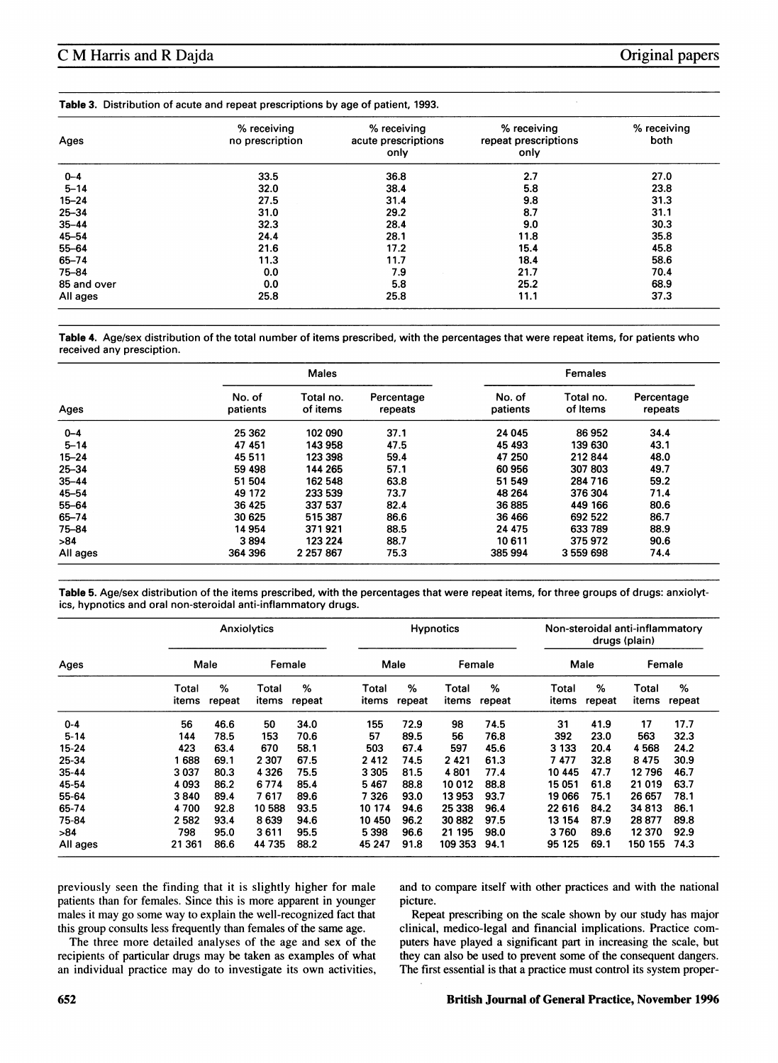**Table 3.** Distribution of acute and repeat prescriptions by age of patient, 1993.

| Ages | % receiving no prescription | % receiving acute prescriptions only | % receiving repeat prescriptions only | % receiving both |
|---|---|---|---|---|
| 0–4 | 33.5 | 36.8 | 2.7 | 27.0 |
| 5–14 | 32.0 | 38.4 | 5.8 | 23.8 |
| 15–24 | 27.5 | 31.4 | 9.8 | 31.3 |
| 25–34 | 31.0 | 29.2 | 8.7 | 31.1 |
| 35–44 | 32.3 | 28.4 | 9.0 | 30.3 |
| 45–54 | 24.4 | 28.1 | 11.8 | 35.8 |
| 55–64 | 21.6 | 17.2 | 15.4 | 45.8 |
| 65–74 | 11.3 | 11.7 | 18.4 | 58.6 |
| 75–84 | 0.0 | 7.9 | 21.7 | 70.4 |
| 85 and over | 0.0 | 5.8 | 25.2 | 68.9 |
| All ages | 25.8 | 25.8 | 11.1 | 37.3 |

**Table 4.** Age/sex distribution of the total number of items prescribed, with the percentages that were repeat items, for patients who received any presciption.

| | Males | | | Females | | |
|---|---|---|---|---|---|---|
| Ages | No. of patients | Total no. of items | Percentage repeats | No. of patients | Total no. of Items | Percentage repeats |
| 0–4 | 25 362 | 102 090 | 37.1 | 24 045 | 86 952 | 34.4 |
| 5–14 | 47 451 | 143 958 | 47.5 | 45 493 | 139 630 | 43.1 |
| 15–24 | 45 511 | 123 398 | 59.4 | 47 250 | 212 844 | 48.0 |
| 25–34 | 59 498 | 144 265 | 57.1 | 60 956 | 307 803 | 49.7 |
| 35–44 | 51 504 | 162 548 | 63.8 | 51 549 | 284 716 | 59.2 |
| 45–54 | 49 172 | 233 539 | 73.7 | 48 264 | 376 304 | 71.4 |
| 55–64 | 36 425 | 337 537 | 82.4 | 36 885 | 449 166 | 80.6 |
| 65–74 | 30 625 | 515 387 | 86.6 | 36 466 | 692 522 | 86.7 |
| 75–84 | 14 954 | 371 921 | 88.5 | 24 475 | 633 789 | 88.9 |
| >84 | 3 894 | 123 224 | 88.7 | 10 611 | 375 972 | 90.6 |
| All ages | 364 396 | 2 257 867 | 75.3 | 385 994 | 3 559 698 | 74.4 |

**Table 5.** Age/sex distribution of the items prescribed, with the percentages that were repeat items, for three groups of drugs: anxiolytics, hypnotics and oral non-steroidal anti-inflammatory drugs.

| | Anxiolytics | | | | Hypnotics | | | | Non-steroidal anti-inflammatory drugs (plain) | | | |
|---|---|---|---|---|---|---|---|---|---|---|---|---|
| Ages | Male | | Female | | Male | | Female | | Male | | Female | |
| | Total items | % repeat | Total items | % repeat | Total items | % repeat | Total items | % repeat | Total items | % repeat | Total items | % repeat |
| 0-4 | 56 | 46.6 | 50 | 34.0 | 155 | 72.9 | 98 | 74.5 | 31 | 41.9 | 17 | 17.7 |
| 5-14 | 144 | 78.5 | 153 | 70.6 | 57 | 89.5 | 56 | 76.8 | 392 | 23.0 | 563 | 32.3 |
| 15-24 | 423 | 63.4 | 670 | 58.1 | 503 | 67.4 | 597 | 45.6 | 3 133 | 20.4 | 4 568 | 24.2 |
| 25-34 | 1 688 | 69.1 | 2 307 | 67.5 | 2 412 | 74.5 | 2 421 | 61.3 | 7 477 | 32.8 | 8 475 | 30.9 |
| 35-44 | 3 037 | 80.3 | 4 326 | 75.5 | 3 305 | 81.5 | 4 801 | 77.4 | 10 445 | 47.7 | 12 796 | 46.7 |
| 45-54 | 4 093 | 86.2 | 6 774 | 85.4 | 5 467 | 88.8 | 10 012 | 88.8 | 15 051 | 61.8 | 21 019 | 63.7 |
| 55-64 | 3 840 | 89.4 | 7 617 | 89.6 | 7 326 | 93.0 | 13 953 | 93.7 | 19 066 | 75.1 | 26 657 | 78.1 |
| 65-74 | 4 700 | 92.8 | 10 588 | 93.5 | 10 174 | 94.6 | 25 338 | 96.4 | 22 616 | 84.2 | 34 813 | 86.1 |
| 75-84 | 2 582 | 93.4 | 8 639 | 94.6 | 10 450 | 96.2 | 30 882 | 97.5 | 13 154 | 87.9 | 28 877 | 89.8 |
| >84 | 798 | 95.0 | 3 611 | 95.5 | 5 398 | 96.6 | 21 195 | 98.0 | 3 760 | 89.6 | 12 370 | 92.9 |
| All ages | 21 361 | 86.6 | 44 735 | 88.2 | 45 247 | 91.8 | 109 353 | 94.1 | 95 125 | 69.1 | 150 155 | 74.3 |

previously seen the finding that it is slightly higher for male patients than for females. Since this is more apparent in younger males it may go some way to explain the well-recognized fact that this group consults less frequently than females of the same age.

The three more detailed analyses of the age and sex of the recipients of particular drugs may be taken as examples of what an individual practice may do to investigate its own activities, and to compare itself with other practices and with the national picture.

Repeat prescribing on the scale shown by our study has major clinical, medico-legal and financial implications. Practice computers have played a significant part in increasing the scale, but they can also be used to prevent some of the consequent dangers. The first essential is that a practice must control its system proper-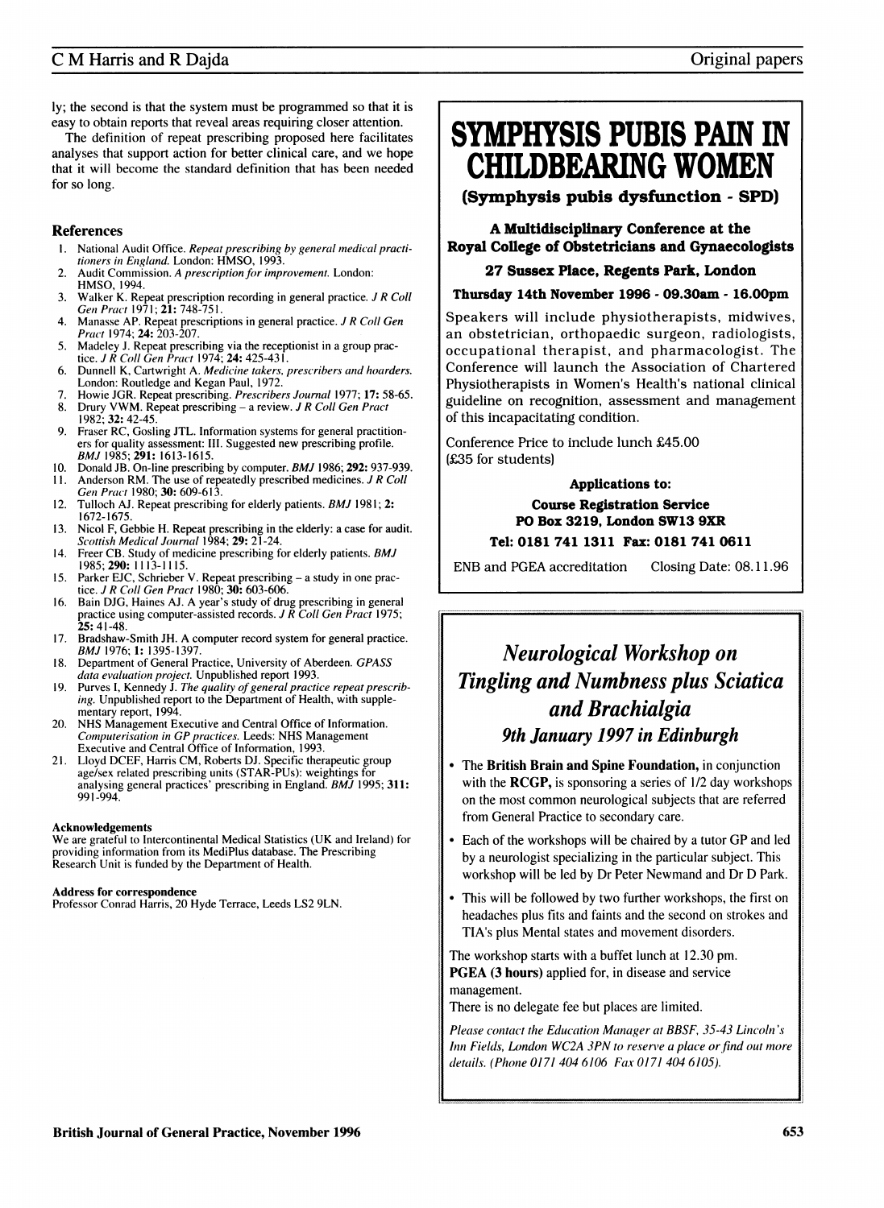ly; the second is that the system must be programmed so that it is easy to obtain reports that reveal areas requiring closer attention.

The definition of repeat prescribing proposed here facilitates analyses that support action for better clinical care, and we hope that it will become the standard definition that has been needed for so long.

## References

1. National Audit Office. *Repeat prescribing by general medical practitioners in England.* London: HMSO, 1993.
2. Audit Commission. *A prescription for improvement.* London: HMSO, 1994.
3. Walker K. Repeat prescription recording in general practice. *J R Coll Gen Pract* 1971; **21:** 748-751.
4. Manasse AP. Repeat prescriptions in general practice. *J R Coll Gen Pract* 1974; **24:** 203-207.
5. Madeley J. Repeat prescribing via the receptionist in a group practice. *J R Coll Gen Pract* 1974; **24:** 425-431.
6. Dunnell K, Cartwright A. *Medicine takers, prescribers and hoarders.* London: Routledge and Kegan Paul, 1972.
7. Howie JGR. Repeat prescribing. *Prescribers Journal* 1977; **17:** 58-65.
8. Drury VWM. Repeat prescribing – a review. *J R Coll Gen Pract* 1982; **32:** 42-45.
9. Fraser RC, Gosling JTL. Information systems for general practitioners for quality assessment: III. Suggested new prescribing profile. *BMJ* 1985; **291:** 1613-1615.
10. Donald JB. On-line prescribing by computer. *BMJ* 1986; **292:** 937-939.
11. Anderson RM. The use of repeatedly prescribed medicines. *J R Coll Gen Pract* 1980; **30:** 609-613.
12. Tulloch AJ. Repeat prescribing for elderly patients. *BMJ* 1981; **2:** 1672-1675.
13. Nicol F, Gebbie H. Repeat prescribing in the elderly: a case for audit. *Scottish Medical Journal* 1984; **29:** 21-24.
14. Freer CB. Study of medicine prescribing for elderly patients. *BMJ* 1985; **290:** 1113-1115.
15. Parker EJC, Schrieber V. Repeat prescribing – a study in one practice. *J R Coll Gen Pract* 1980; **30:** 603-606.
16. Bain DJG, Haines AJ. A year's study of drug prescribing in general practice using computer-assisted records. *J R Coll Gen Pract* 1975; **25:** 41-48.
17. Bradshaw-Smith JH. A computer record system for general practice. *BMJ* 1976; **1:** 1395-1397.
18. Department of General Practice, University of Aberdeen. *GPASS data evaluation project.* Unpublished report 1993.
19. Purves I, Kennedy J. *The quality of general practice repeat prescribing.* Unpublished report to the Department of Health, with supplementary report, 1994.
20. NHS Management Executive and Central Office of Information. *Computerisation in GP practices.* Leeds: NHS Management Executive and Central Office of Information, 1993.
21. Lloyd DCEF, Harris CM, Roberts DJ. Specific therapeutic group age/sex related prescribing units (STAR-PUs): weightings for analysing general practices' prescribing in England. *BMJ* 1995; **311:** 991-994.

### Acknowledgements

We are grateful to Intercontinental Medical Statistics (UK and Ireland) for providing information from its MediPlus database. The Prescribing Research Unit is funded by the Department of Health.

### Address for correspondence

Professor Conrad Harris, 20 Hyde Terrace, Leeds LS2 9LN.

---

# SYMPHYSIS PUBIS PAIN IN CHILDBEARING WOMEN

**(Symphysis pubis dysfunction - SPD)**

**A Multidisciplinary Conference at the Royal College of Obstetricians and Gynaecologists**

**27 Sussex Place, Regents Park, London**

**Thursday 14th November 1996 - 09.30am - 16.00pm**

Speakers will include physiotherapists, midwives, an obstetrician, orthopaedic surgeon, radiologists, occupational therapist, and pharmacologist. The Conference will launch the Association of Chartered Physiotherapists in Women's Health's national clinical guideline on recognition, assessment and management of this incapacitating condition.

Conference Price to include lunch £45.00 (£35 for students)

**Applications to:**
**Course Registration Service**
**PO Box 3219, London SW13 9XR**
**Tel: 0181 741 1311 Fax: 0181 741 0611**

ENB and PGEA accreditation    Closing Date: 08.11.96

---

## *Neurological Workshop on Tingling and Numbness plus Sciatica and Brachialgia*

### *9th January 1997 in Edinburgh*

- The **British Brain and Spine Foundation,** in conjunction with the **RCGP,** is sponsoring a series of 1/2 day workshops on the most common neurological subjects that are referred from General Practice to secondary care.
- Each of the workshops will be chaired by a tutor GP and led by a neurologist specializing in the particular subject. This workshop will be led by Dr Peter Newmand and Dr D Park.
- This will be followed by two further workshops, the first on headaches plus fits and faints and the second on strokes and TIA's plus Mental states and movement disorders.

The workshop starts with a buffet lunch at 12.30 pm.
**PGEA (3 hours)** applied for, in disease and service management.
There is no delegate fee but places are limited.

*Please contact the Education Manager at BBSF, 35-43 Lincoln's Inn Fields, London WC2A 3PN to reserve a place or find out more details. (Phone 0171 404 6106 Fax 0171 404 6105).*